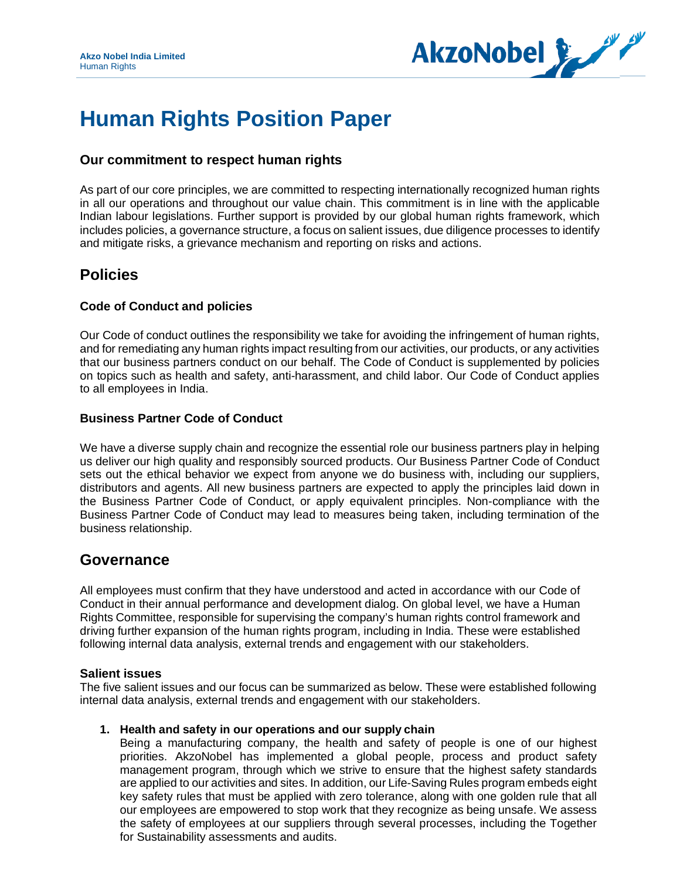# Human Rights Position Paper

### Our commitment to respect human rights

As part of our core principles, we are committed to respecting internationally recognized human rights in all our operations and throughout our value chain. This commitment is in line with the applicable Indian labour legislations. Further support is provided by our global human rights framework, which includes policies, a governance structure, a focus on salient issues, due diligence processes to identify and mitigate risks, a grievance mechanism and reporting on risks and actions.

## Policies

### Code of Conduct and policies

Our Code of conduct outlines the responsibility we take for avoiding the infringement of human rights, and for remediating any human rights impact resulting from our activities, our products, or any activities that our business partners conduct on our behalf. The Code of Conduct is supplemented by policies on topics such as health and safety, anti-harassment, and child labor. Our Code of Conduct applies to all employees in India.

### Business Partner Code of Conduct

We have a diverse supply chain and recognize the essential role our business partners play in helping us deliver our high quality and responsibly sourced products. Our Business Partner Code of Conduct sets out the ethical behavior we expect from anyone we do business with, including our suppliers, distributors and agents. All new business partners are expected to apply the principles laid down in the Business Partner Code of Conduct, or apply equivalent principles. Non-compliance with the Business Partner Code of Conduct may lead to measures being taken, including termination of the business relationship.

## Governance

All employees must confirm that they have understood and acted in accordance with our Code of Conduct in their annual performance and development dialog. On global level, we have a Human Rights Committee, responsible for supervising the company's human rights control framework and driving further expansion of the human rights program, including in India. These were established following internal data analysis, external trends and engagement with our stakeholders.

### Salient issues

The five salient issues and our focus can be summarized as below. These were established following internal data analysis, external trends and engagement with our stakeholders.

1. **Health and safety in our operations and our supply chain**
   Being a manufacturing company, the health and safety of people is one of our highest priorities. AkzoNobel has implemented a global people, process and product safety management program, through which we strive to ensure that the highest safety standards are applied to our activities and sites. In addition, our Life-Saving Rules program embeds eight key safety rules that must be applied with zero tolerance, along with one golden rule that all our employees are empowered to stop work that they recognize as being unsafe. We assess the safety of employees at our suppliers through several processes, including the Together for Sustainability assessments and audits.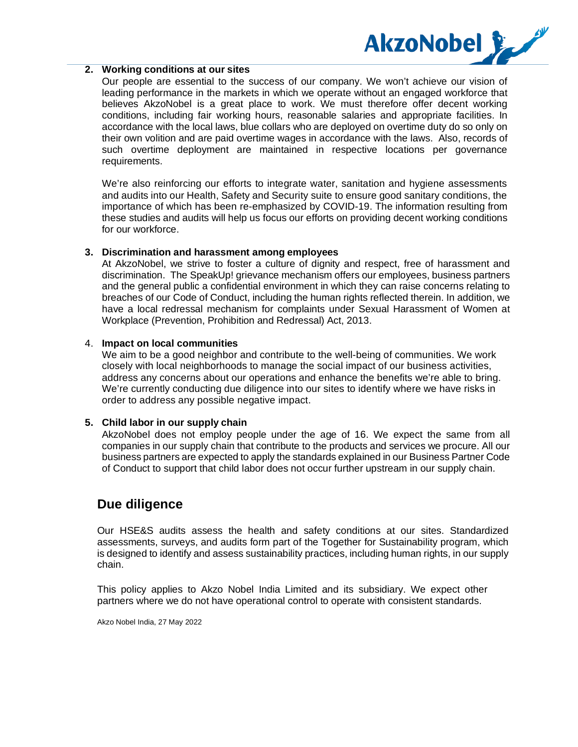2. **Working conditions at our sites**

   Our people are essential to the success of our company. We won't achieve our vision of leading performance in the markets in which we operate without an engaged workforce that believes AkzoNobel is a great place to work. We must therefore offer decent working conditions, including fair working hours, reasonable salaries and appropriate facilities. In accordance with the local laws, blue collars who are deployed on overtime duty do so only on their own volition and are paid overtime wages in accordance with the laws. Also, records of such overtime deployment are maintained in respective locations per governance requirements.

   We're also reinforcing our efforts to integrate water, sanitation and hygiene assessments and audits into our Health, Safety and Security suite to ensure good sanitary conditions, the importance of which has been re-emphasized by COVID-19. The information resulting from these studies and audits will help us focus our efforts on providing decent working conditions for our workforce.

3. **Discrimination and harassment among employees**

   At AkzoNobel, we strive to foster a culture of dignity and respect, free of harassment and discrimination. The SpeakUp! grievance mechanism offers our employees, business partners and the general public a confidential environment in which they can raise concerns relating to breaches of our Code of Conduct, including the human rights reflected therein. In addition, we have a local redressal mechanism for complaints under Sexual Harassment of Women at Workplace (Prevention, Prohibition and Redressal) Act, 2013.

4. **Impact on local communities**

   We aim to be a good neighbor and contribute to the well-being of communities. We work closely with local neighborhoods to manage the social impact of our business activities, address any concerns about our operations and enhance the benefits we're able to bring. We're currently conducting due diligence into our sites to identify where we have risks in order to address any possible negative impact.

5. **Child labor in our supply chain**

   AkzoNobel does not employ people under the age of 16. We expect the same from all companies in our supply chain that contribute to the products and services we procure. All our business partners are expected to apply the standards explained in our Business Partner Code of Conduct to support that child labor does not occur further upstream in our supply chain.

## Due diligence

Our HSE&S audits assess the health and safety conditions at our sites. Standardized assessments, surveys, and audits form part of the Together for Sustainability program, which is designed to identify and assess sustainability practices, including human rights, in our supply chain.

This policy applies to Akzo Nobel India Limited and its subsidiary. We expect other partners where we do not have operational control to operate with consistent standards.

Akzo Nobel India, 27 May 2022